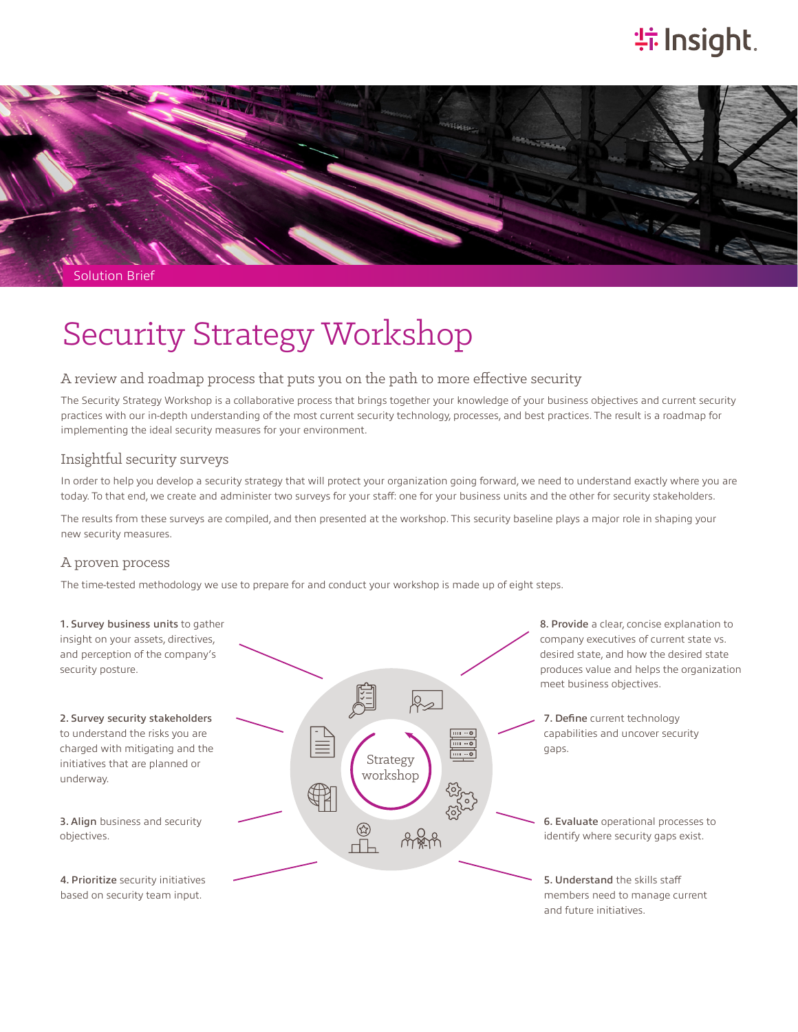Solution Brief

# Security Strategy Workshop

## A review and roadmap process that puts you on the path to more effective security

The Security Strategy Workshop is a collaborative process that brings together your knowledge of your business objectives and current security practices with our in-depth understanding of the most current security technology, processes, and best practices. The result is a roadmap for implementing the ideal security measures for your environment.

## Insightful security surveys

In order to help you develop a security strategy that will protect your organization going forward, we need to understand exactly where you are today. To that end, we create and administer two surveys for your staff: one for your business units and the other for security stakeholders.

The results from these surveys are compiled, and then presented at the workshop. This security baseline plays a major role in shaping your new security measures.

## A proven process

The time-tested methodology we use to prepare for and conduct your workshop is made up of eight steps.

Strategy workshop

1. **Survey business units** to gather insight on your assets, directives, and perception of the company's security posture.
2. **Survey security stakeholders** to understand the risks you are charged with mitigating and the initiatives that are planned or underway.
3. **Align** business and security objectives.
4. **Prioritize** security initiatives based on security team input.
5. **Understand** the skills staff members need to manage current and future initiatives.
6. **Evaluate** operational processes to identify where security gaps exist.
7. **Define** current technology capabilities and uncover security gaps.
8. **Provide** a clear, concise explanation to company executives of current state vs. desired state, and how the desired state produces value and helps the organization meet business objectives.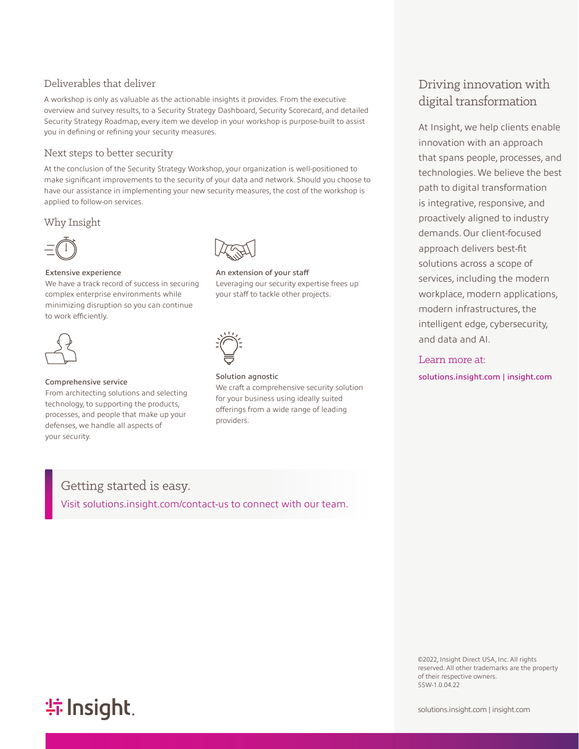## Deliverables that deliver

A workshop is only as valuable as the actionable insights it provides. From the executive overview and survey results, to a Security Strategy Dashboard, Security Scorecard, and detailed Security Strategy Roadmap, every item we develop in your workshop is purpose-built to assist you in defining or refining your security measures.

## Next steps to better security

At the conclusion of the Security Strategy Workshop, your organization is well-positioned to make significant improvements to the security of your data and network. Should you choose to have our assistance in implementing your new security measures, the cost of the workshop is applied to follow-on services.

## Why Insight

**Extensive experience**
We have a track record of success in securing complex enterprise environments while minimizing disruption so you can continue to work efficiently.

**An extension of your staff**
Leveraging our security expertise frees up your staff to tackle other projects.

**Comprehensive service**
From architecting solutions and selecting technology, to supporting the products, processes, and people that make up your defenses, we handle all aspects of your security.

**Solution agnostic**
We craft a comprehensive security solution for your business using ideally suited offerings from a wide range of leading providers.

## Getting started is easy.

Visit solutions.insight.com/contact-us to connect with our team.

## Driving innovation with digital transformation

At Insight, we help clients enable innovation with an approach that spans people, processes, and technologies. We believe the best path to digital transformation is integrative, responsive, and proactively aligned to industry demands. Our client-focused approach delivers best-fit solutions across a scope of services, including the modern workplace, modern applications, modern infrastructures, the intelligent edge, cybersecurity, and data and AI.

Learn more at:

solutions.insight.com | insight.com

©2022, Insight Direct USA, Inc. All rights reserved. All other trademarks are the property of their respective owners.
SSW-1.0.04.22

Insight.

solutions.insight.com | insight.com